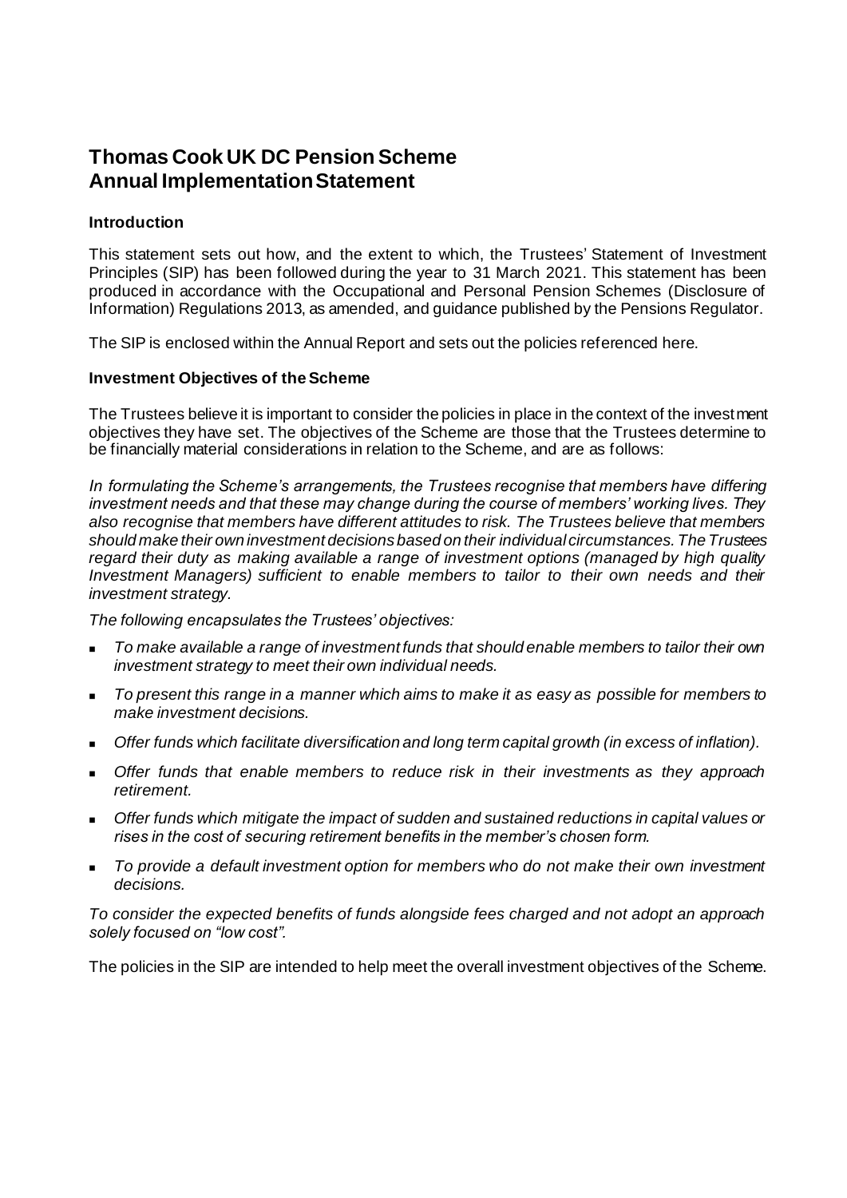# Thomas Cook UK DC Pension Scheme
# Annual Implementation Statement

### Introduction

This statement sets out how, and the extent to which, the Trustees' Statement of Investment Principles (SIP) has been followed during the year to 31 March 2021. This statement has been produced in accordance with the Occupational and Personal Pension Schemes (Disclosure of Information) Regulations 2013, as amended, and guidance published by the Pensions Regulator.

The SIP is enclosed within the Annual Report and sets out the policies referenced here.

### Investment Objectives of the Scheme

The Trustees believe it is important to consider the policies in place in the context of the investment objectives they have set. The objectives of the Scheme are those that the Trustees determine to be financially material considerations in relation to the Scheme, and are as follows:

*In formulating the Scheme's arrangements, the Trustees recognise that members have differing investment needs and that these may change during the course of members' working lives. They also recognise that members have different attitudes to risk. The Trustees believe that members should make their own investment decisions based on their individual circumstances. The Trustees regard their duty as making available a range of investment options (managed by high quality Investment Managers) sufficient to enable members to tailor to their own needs and their investment strategy.*

*The following encapsulates the Trustees' objectives:*

- *To make available a range of investment funds that should enable members to tailor their own investment strategy to meet their own individual needs.*
- *To present this range in a manner which aims to make it as easy as possible for members to make investment decisions.*
- *Offer funds which facilitate diversification and long term capital growth (in excess of inflation).*
- *Offer funds that enable members to reduce risk in their investments as they approach retirement.*
- *Offer funds which mitigate the impact of sudden and sustained reductions in capital values or rises in the cost of securing retirement benefits in the member's chosen form.*
- *To provide a default investment option for members who do not make their own investment decisions.*

*To consider the expected benefits of funds alongside fees charged and not adopt an approach solely focused on "low cost".*

The policies in the SIP are intended to help meet the overall investment objectives of the Scheme.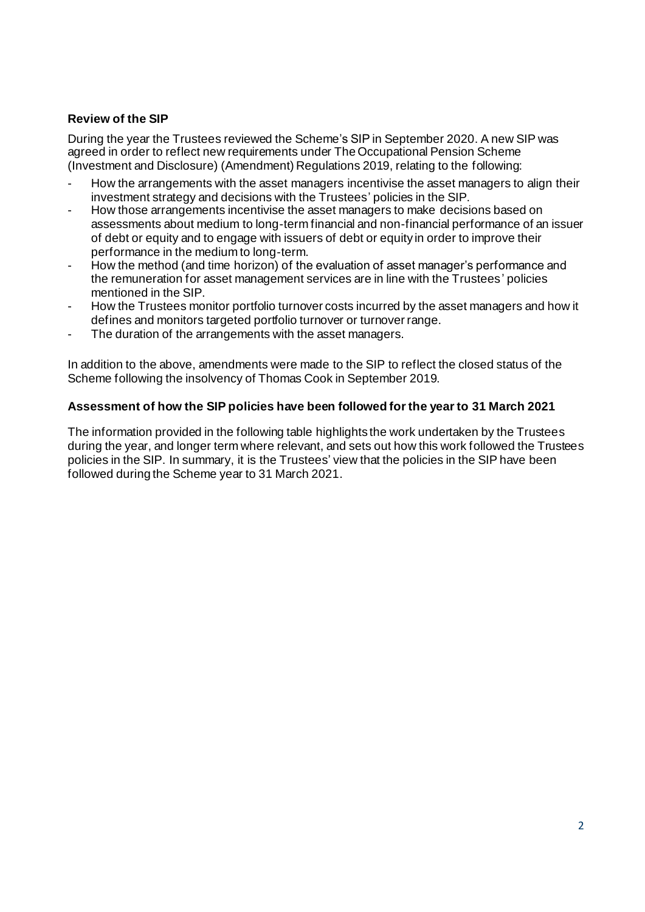### Review of the SIP

During the year the Trustees reviewed the Scheme's SIP in September 2020. A new SIP was agreed in order to reflect new requirements under The Occupational Pension Scheme (Investment and Disclosure) (Amendment) Regulations 2019, relating to the following:

- How the arrangements with the asset managers incentivise the asset managers to align their investment strategy and decisions with the Trustees' policies in the SIP.
- How those arrangements incentivise the asset managers to make decisions based on assessments about medium to long-term financial and non-financial performance of an issuer of debt or equity and to engage with issuers of debt or equity in order to improve their performance in the medium to long-term.
- How the method (and time horizon) of the evaluation of asset manager's performance and the remuneration for asset management services are in line with the Trustees' policies mentioned in the SIP.
- How the Trustees monitor portfolio turnover costs incurred by the asset managers and how it defines and monitors targeted portfolio turnover or turnover range.
- The duration of the arrangements with the asset managers.

In addition to the above, amendments were made to the SIP to reflect the closed status of the Scheme following the insolvency of Thomas Cook in September 2019.

### Assessment of how the SIP policies have been followed for the year to 31 March 2021

The information provided in the following table highlights the work undertaken by the Trustees during the year, and longer term where relevant, and sets out how this work followed the Trustees policies in the SIP. In summary, it is the Trustees' view that the policies in the SIP have been followed during the Scheme year to 31 March 2021.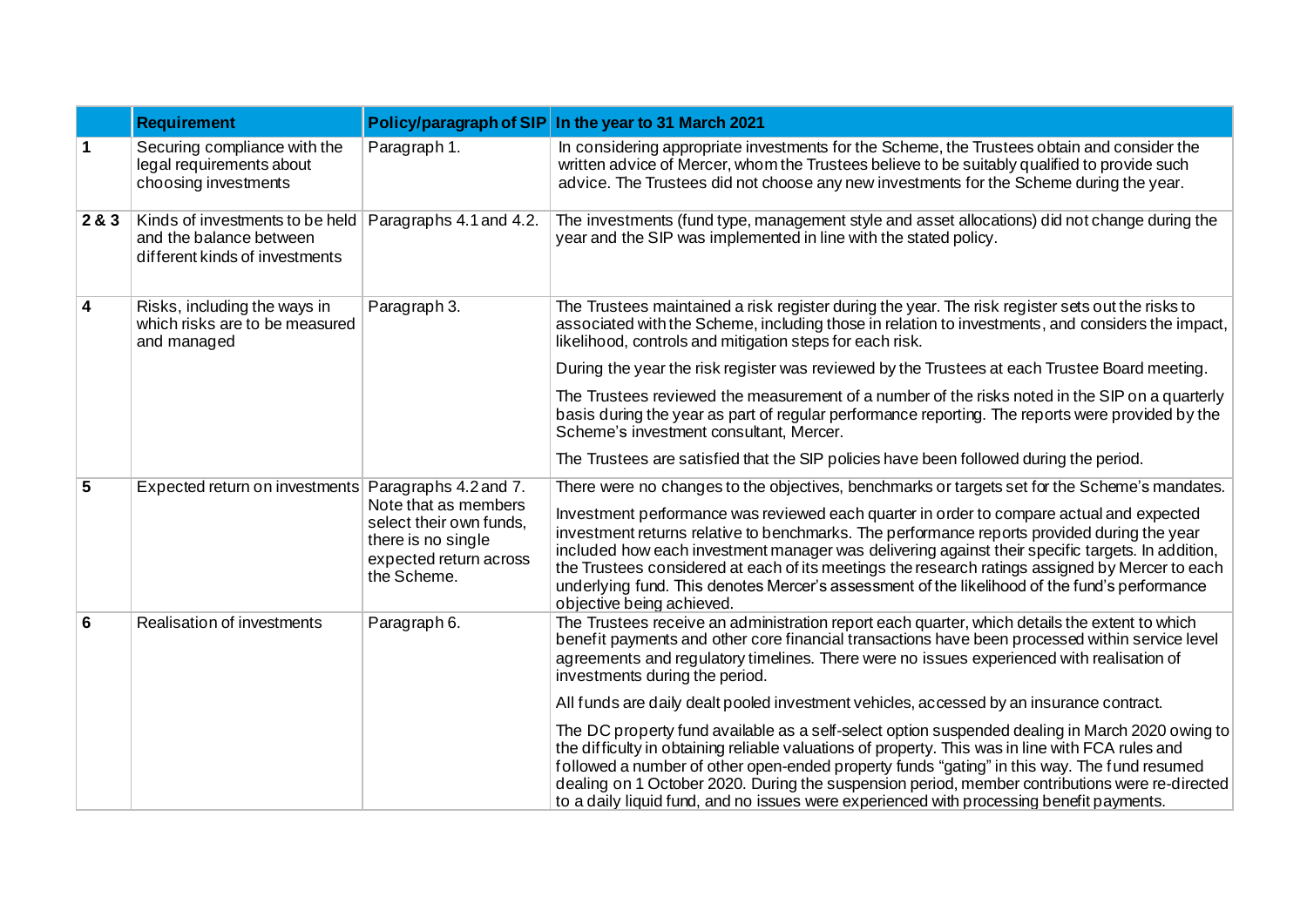| | Requirement | Policy/paragraph of SIP | In the year to 31 March 2021 |
|---|---|---|---|
| 1 | Securing compliance with the legal requirements about choosing investments | Paragraph 1. | In considering appropriate investments for the Scheme, the Trustees obtain and consider the written advice of Mercer, whom the Trustees believe to be suitably qualified to provide such advice. The Trustees did not choose any new investments for the Scheme during the year. |
| 2 & 3 | Kinds of investments to be held and the balance between different kinds of investments | Paragraphs 4.1 and 4.2. | The investments (fund type, management style and asset allocations) did not change during the year and the SIP was implemented in line with the stated policy. |
| 4 | Risks, including the ways in which risks are to be measured and managed | Paragraph 3. | The Trustees maintained a risk register during the year. The risk register sets out the risks to associated with the Scheme, including those in relation to investments, and considers the impact, likelihood, controls and mitigation steps for each risk.<br><br>During the year the risk register was reviewed by the Trustees at each Trustee Board meeting.<br><br>The Trustees reviewed the measurement of a number of the risks noted in the SIP on a quarterly basis during the year as part of regular performance reporting. The reports were provided by the Scheme's investment consultant, Mercer.<br><br>The Trustees are satisfied that the SIP policies have been followed during the period. |
| 5 | Expected return on investments | Paragraphs 4.2 and 7. Note that as members select their own funds, there is no single expected return across the Scheme. | There were no changes to the objectives, benchmarks or targets set for the Scheme's mandates.<br><br>Investment performance was reviewed each quarter in order to compare actual and expected investment returns relative to benchmarks. The performance reports provided during the year included how each investment manager was delivering against their specific targets. In addition, the Trustees considered at each of its meetings the research ratings assigned by Mercer to each underlying fund. This denotes Mercer's assessment of the likelihood of the fund's performance objective being achieved. |
| 6 | Realisation of investments | Paragraph 6. | The Trustees receive an administration report each quarter, which details the extent to which benefit payments and other core financial transactions have been processed within service level agreements and regulatory timelines. There were no issues experienced with realisation of investments during the period.<br><br>All funds are daily dealt pooled investment vehicles, accessed by an insurance contract.<br><br>The DC property fund available as a self-select option suspended dealing in March 2020 owing to the difficulty in obtaining reliable valuations of property. This was in line with FCA rules and followed a number of other open-ended property funds "gating" in this way. The fund resumed dealing on 1 October 2020. During the suspension period, member contributions were re-directed to a daily liquid fund, and no issues were experienced with processing benefit payments. |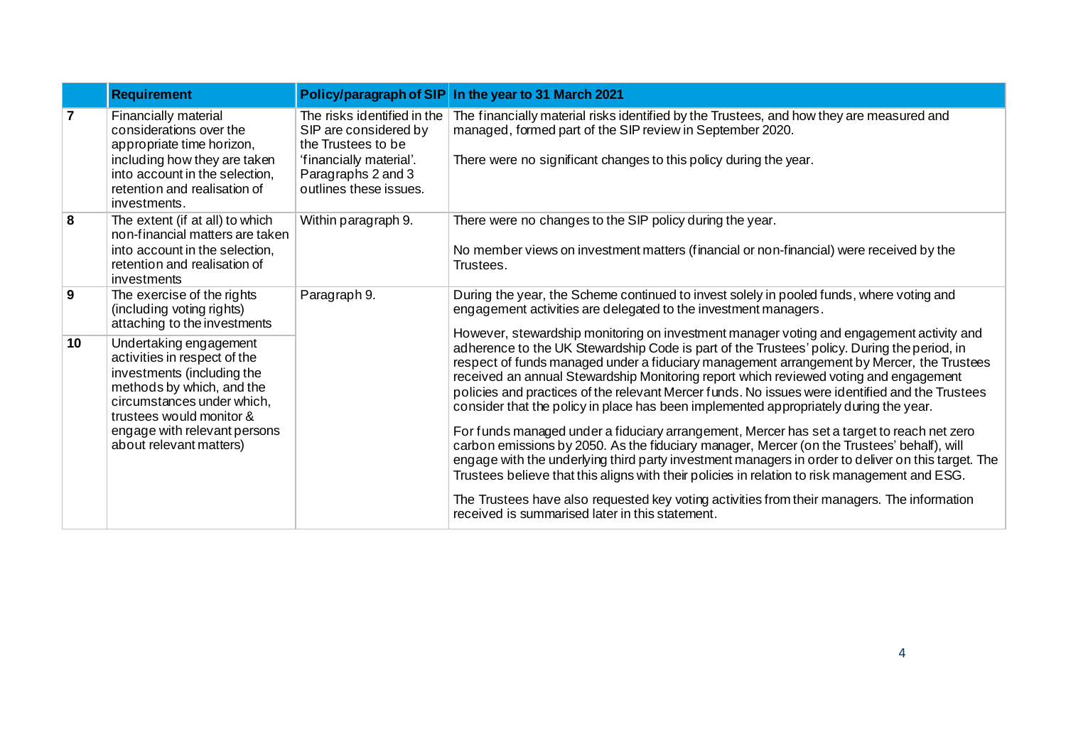| | Requirement | Policy/paragraph of SIP | In the year to 31 March 2021 |
|---|---|---|---|
| 7 | Financially material considerations over the appropriate time horizon, including how they are taken into account in the selection, retention and realisation of investments. | The risks identified in the SIP are considered by the Trustees to be 'financially material'. Paragraphs 2 and 3 outlines these issues. | The financially material risks identified by the Trustees, and how they are measured and managed, formed part of the SIP review in September 2020.<br><br>There were no significant changes to this policy during the year. |
| 8 | The extent (if at all) to which non-financial matters are taken into account in the selection, retention and realisation of investments | Within paragraph 9. | There were no changes to the SIP policy during the year.<br><br>No member views on investment matters (financial or non-financial) were received by the Trustees. |
| 9 | The exercise of the rights (including voting rights) attaching to the investments | Paragraph 9. | During the year, the Scheme continued to invest solely in pooled funds, where voting and engagement activities are delegated to the investment managers.<br><br>However, stewardship monitoring on investment manager voting and engagement activity and adherence to the UK Stewardship Code is part of the Trustees' policy. During the period, in respect of funds managed under a fiduciary management arrangement by Mercer, the Trustees received an annual Stewardship Monitoring report which reviewed voting and engagement policies and practices of the relevant Mercer funds. No issues were identified and the Trustees consider that the policy in place has been implemented appropriately during the year.<br><br>For funds managed under a fiduciary arrangement, Mercer has set a target to reach net zero carbon emissions by 2050. As the fiduciary manager, Mercer (on the Trustees' behalf), will engage with the underlying third party investment managers in order to deliver on this target. The Trustees believe that this aligns with their policies in relation to risk management and ESG.<br><br>The Trustees have also requested key voting activities from their managers. The information received is summarised later in this statement. |
| 10 | Undertaking engagement activities in respect of the investments (including the methods by which, and the circumstances under which, trustees would monitor & engage with relevant persons about relevant matters) | | |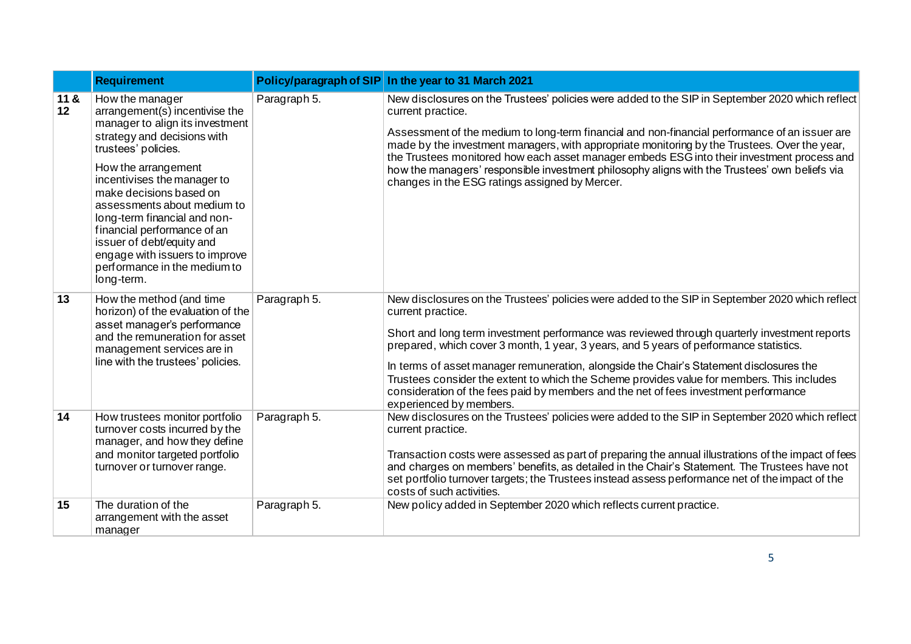|  | Requirement | Policy/paragraph of SIP | In the year to 31 March 2021 |
|---|---|---|---|
| 11 & 12 | How the manager arrangement(s) incentivise the manager to align its investment strategy and decisions with trustees' policies.<br><br>How the arrangement incentivises the manager to make decisions based on assessments about medium to long-term financial and non-financial performance of an issuer of debt/equity and engage with issuers to improve performance in the medium to long-term. | Paragraph 5. | New disclosures on the Trustees' policies were added to the SIP in September 2020 which reflect current practice.<br><br>Assessment of the medium to long-term financial and non-financial performance of an issuer are made by the investment managers, with appropriate monitoring by the Trustees. Over the year, the Trustees monitored how each asset manager embeds ESG into their investment process and how the managers' responsible investment philosophy aligns with the Trustees' own beliefs via changes in the ESG ratings assigned by Mercer. |
| 13 | How the method (and time horizon) of the evaluation of the asset manager's performance and the remuneration for asset management services are in line with the trustees' policies. | Paragraph 5. | New disclosures on the Trustees' policies were added to the SIP in September 2020 which reflect current practice.<br><br>Short and long term investment performance was reviewed through quarterly investment reports prepared, which cover 3 month, 1 year, 3 years, and 5 years of performance statistics.<br><br>In terms of asset manager remuneration, alongside the Chair's Statement disclosures the Trustees consider the extent to which the Scheme provides value for members. This includes consideration of the fees paid by members and the net of fees investment performance experienced by members. |
| 14 | How trustees monitor portfolio turnover costs incurred by the manager, and how they define and monitor targeted portfolio turnover or turnover range. | Paragraph 5. | New disclosures on the Trustees' policies were added to the SIP in September 2020 which reflect current practice.<br><br>Transaction costs were assessed as part of preparing the annual illustrations of the impact of fees and charges on members' benefits, as detailed in the Chair's Statement. The Trustees have not set portfolio turnover targets; the Trustees instead assess performance net of the impact of the costs of such activities. |
| 15 | The duration of the arrangement with the asset manager | Paragraph 5. | New policy added in September 2020 which reflects current practice. |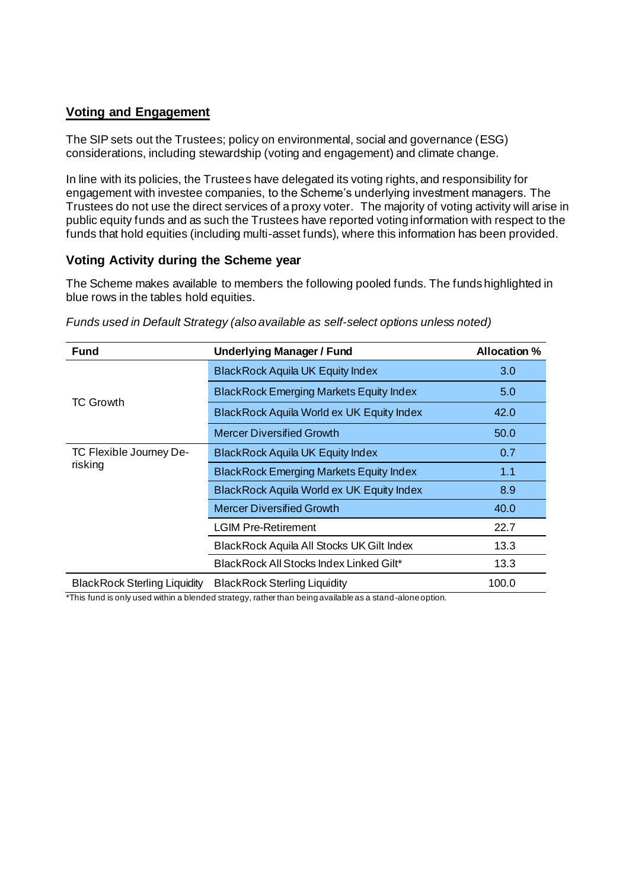## Voting and Engagement

The SIP sets out the Trustees; policy on environmental, social and governance (ESG) considerations, including stewardship (voting and engagement) and climate change.

In line with its policies, the Trustees have delegated its voting rights, and responsibility for engagement with investee companies, to the Scheme's underlying investment managers. The Trustees do not use the direct services of a proxy voter. The majority of voting activity will arise in public equity funds and as such the Trustees have reported voting information with respect to the funds that hold equities (including multi-asset funds), where this information has been provided.

### Voting Activity during the Scheme year

The Scheme makes available to members the following pooled funds. The funds highlighted in blue rows in the tables hold equities.

*Funds used in Default Strategy (also available as self-select options unless noted)*

| Fund | Underlying Manager / Fund | Allocation % |
|---|---|---|
| TC Growth | BlackRock Aquila UK Equity Index | 3.0 |
| | BlackRock Emerging Markets Equity Index | 5.0 |
| | BlackRock Aquila World ex UK Equity Index | 42.0 |
| | Mercer Diversified Growth | 50.0 |
| TC Flexible Journey De-risking | BlackRock Aquila UK Equity Index | 0.7 |
| | BlackRock Emerging Markets Equity Index | 1.1 |
| | BlackRock Aquila World ex UK Equity Index | 8.9 |
| | Mercer Diversified Growth | 40.0 |
| | LGIM Pre-Retirement | 22.7 |
| | BlackRock Aquila All Stocks UK Gilt Index | 13.3 |
| | BlackRock All Stocks Index Linked Gilt* | 13.3 |
| BlackRock Sterling Liquidity | BlackRock Sterling Liquidity | 100.0 |

*This fund is only used within a blended strategy, rather than being available as a stand-alone option.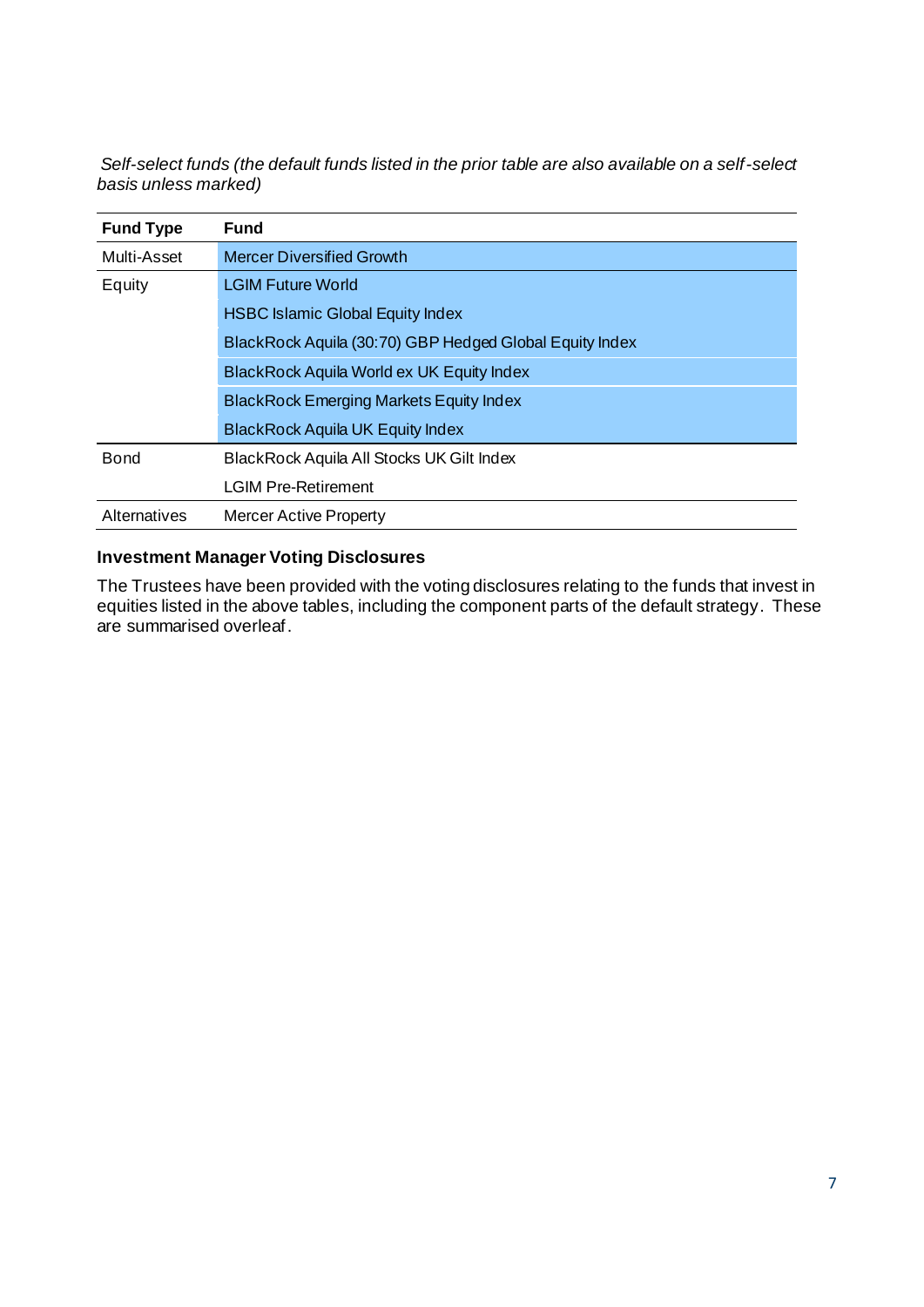*Self-select funds (the default funds listed in the prior table are also available on a self-select basis unless marked)*

| Fund Type | Fund |
|---|---|
| Multi-Asset | Mercer Diversified Growth |
| Equity | LGIM Future World |
| | HSBC Islamic Global Equity Index |
| | BlackRock Aquila (30:70) GBP Hedged Global Equity Index |
| | BlackRock Aquila World ex UK Equity Index |
| | BlackRock Emerging Markets Equity Index |
| | BlackRock Aquila UK Equity Index |
| Bond | BlackRock Aquila All Stocks UK Gilt Index |
| | LGIM Pre-Retirement |
| Alternatives | Mercer Active Property |

**Investment Manager Voting Disclosures**

The Trustees have been provided with the voting disclosures relating to the funds that invest in equities listed in the above tables, including the component parts of the default strategy. These are summarised overleaf.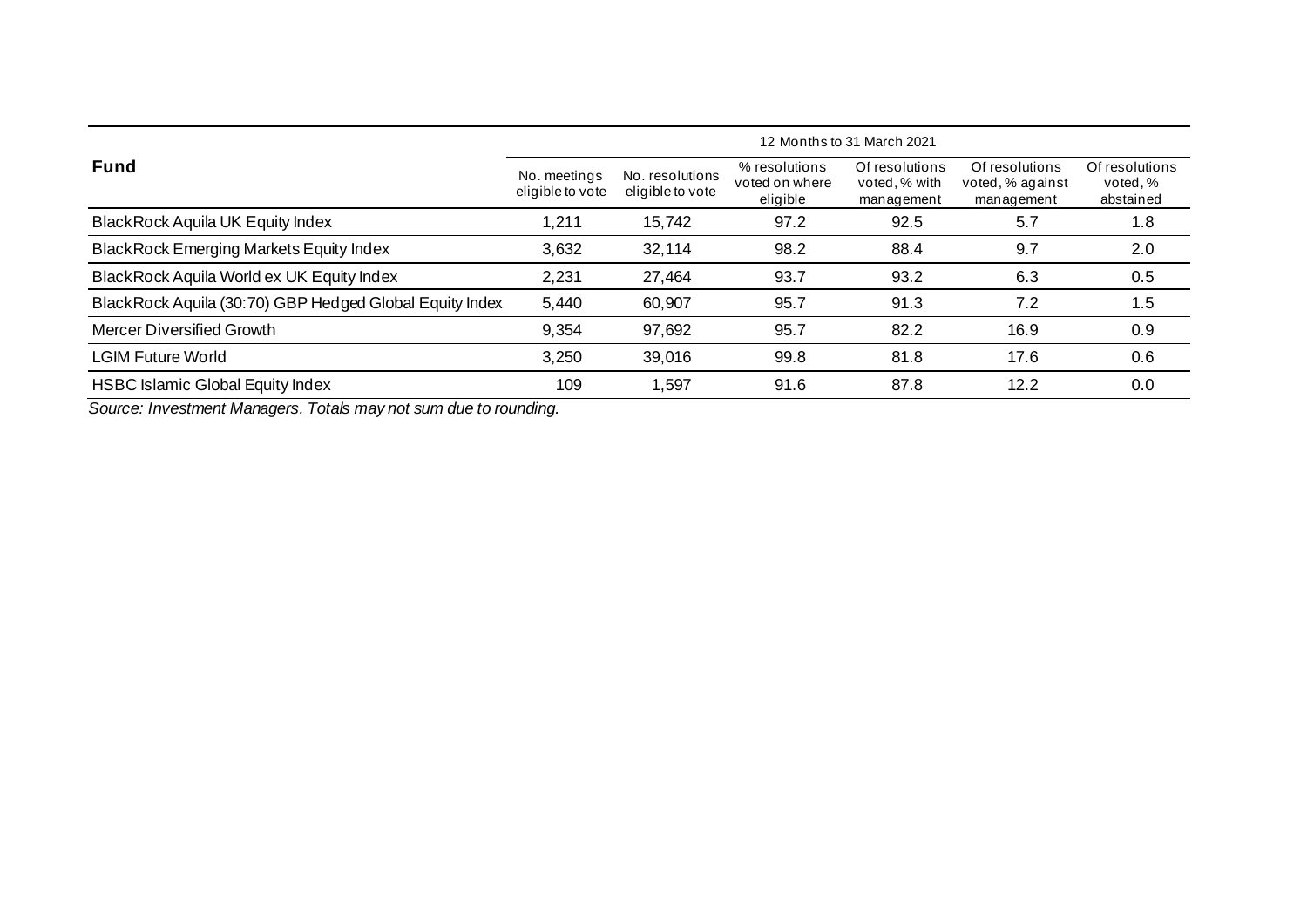| Fund | 12 Months to 31 March 2021 | | | | | |
|---|---|---|---|---|---|---|
| | No. meetings eligible to vote | No. resolutions eligible to vote | % resolutions voted on where eligible | Of resolutions voted, % with management | Of resolutions voted, % against management | Of resolutions voted, % abstained |
| BlackRock Aquila UK Equity Index | 1,211 | 15,742 | 97.2 | 92.5 | 5.7 | 1.8 |
| BlackRock Emerging Markets Equity Index | 3,632 | 32,114 | 98.2 | 88.4 | 9.7 | 2.0 |
| BlackRock Aquila World ex UK Equity Index | 2,231 | 27,464 | 93.7 | 93.2 | 6.3 | 0.5 |
| BlackRock Aquila (30:70) GBP Hedged Global Equity Index | 5,440 | 60,907 | 95.7 | 91.3 | 7.2 | 1.5 |
| Mercer Diversified Growth | 9,354 | 97,692 | 95.7 | 82.2 | 16.9 | 0.9 |
| LGIM Future World | 3,250 | 39,016 | 99.8 | 81.8 | 17.6 | 0.6 |
| HSBC Islamic Global Equity Index | 109 | 1,597 | 91.6 | 87.8 | 12.2 | 0.0 |

*Source: Investment Managers. Totals may not sum due to rounding.*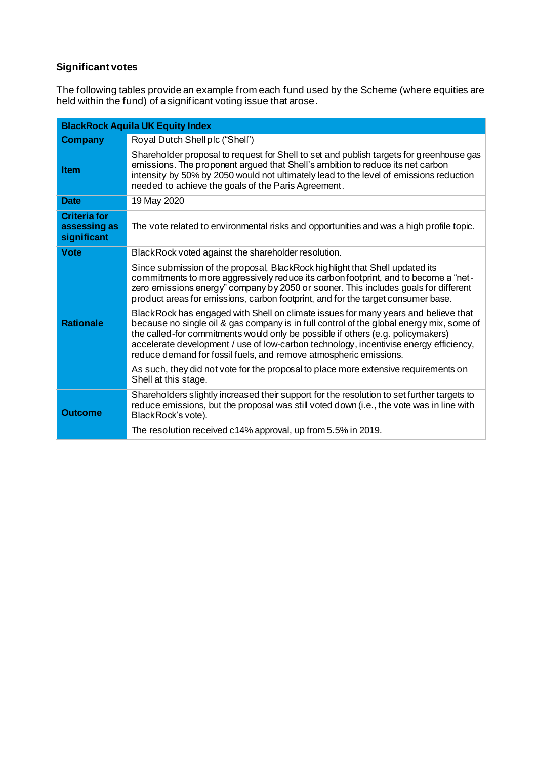### Significant votes

The following tables provide an example from each fund used by the Scheme (where equities are held within the fund) of a significant voting issue that arose.

| **BlackRock Aquila UK Equity Index** | |
|---|---|
| **Company** | Royal Dutch Shell plc ("Shell") |
| **Item** | Shareholder proposal to request for Shell to set and publish targets for greenhouse gas emissions. The proponent argued that Shell's ambition to reduce its net carbon intensity by 50% by 2050 would not ultimately lead to the level of emissions reduction needed to achieve the goals of the Paris Agreement. |
| **Date** | 19 May 2020 |
| **Criteria for assessing as significant** | The vote related to environmental risks and opportunities and was a high profile topic. |
| **Vote** | BlackRock voted against the shareholder resolution. |
| **Rationale** | Since submission of the proposal, BlackRock highlight that Shell updated its commitments to more aggressively reduce its carbon footprint, and to become a "net-zero emissions energy" company by 2050 or sooner. This includes goals for different product areas for emissions, carbon footprint, and for the target consumer base.<br><br>BlackRock has engaged with Shell on climate issues for many years and believe that because no single oil & gas company is in full control of the global energy mix, some of the called-for commitments would only be possible if others (e.g. policymakers) accelerate development / use of low-carbon technology, incentivise energy efficiency, reduce demand for fossil fuels, and remove atmospheric emissions.<br><br>As such, they did not vote for the proposal to place more extensive requirements on Shell at this stage. |
| **Outcome** | Shareholders slightly increased their support for the resolution to set further targets to reduce emissions, but the proposal was still voted down (i.e., the vote was in line with BlackRock's vote).<br><br>The resolution received c14% approval, up from 5.5% in 2019. |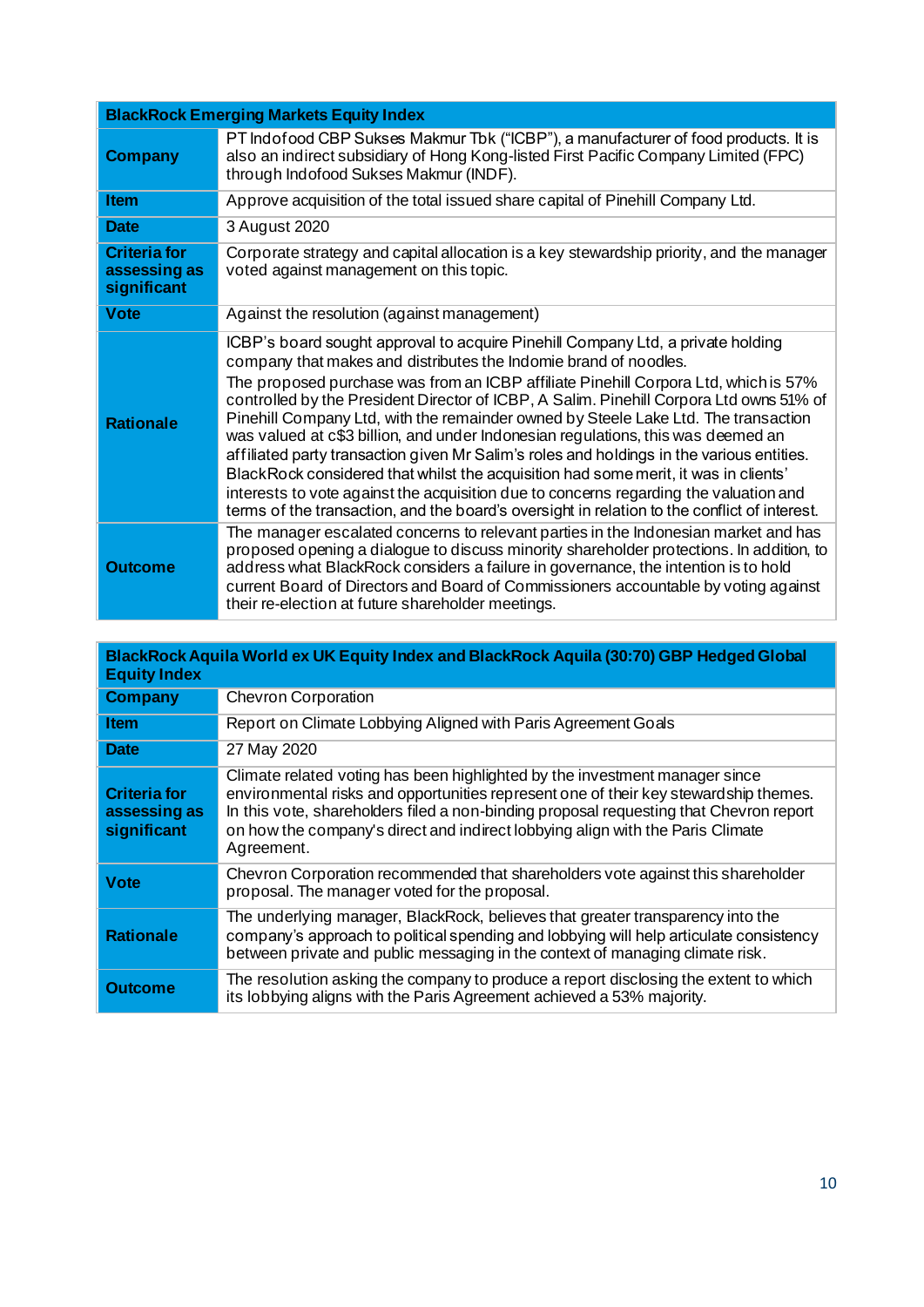| BlackRock Emerging Markets Equity Index | |
|---|---|
| **Company** | PT Indofood CBP Sukses Makmur Tbk ("ICBP"), a manufacturer of food products. It is also an indirect subsidiary of Hong Kong-listed First Pacific Company Limited (FPC) through Indofood Sukses Makmur (INDF). |
| **Item** | Approve acquisition of the total issued share capital of Pinehill Company Ltd. |
| **Date** | 3 August 2020 |
| **Criteria for assessing as significant** | Corporate strategy and capital allocation is a key stewardship priority, and the manager voted against management on this topic. |
| **Vote** | Against the resolution (against management) |
| **Rationale** | ICBP's board sought approval to acquire Pinehill Company Ltd, a private holding company that makes and distributes the Indomie brand of noodles. The proposed purchase was from an ICBP affiliate Pinehill Corpora Ltd, which is 57% controlled by the President Director of ICBP, A Salim. Pinehill Corpora Ltd owns 51% of Pinehill Company Ltd, with the remainder owned by Steele Lake Ltd. The transaction was valued at c$3 billion, and under Indonesian regulations, this was deemed an affiliated party transaction given Mr Salim's roles and holdings in the various entities. BlackRock considered that whilst the acquisition had some merit, it was in clients' interests to vote against the acquisition due to concerns regarding the valuation and terms of the transaction, and the board's oversight in relation to the conflict of interest. |
| **Outcome** | The manager escalated concerns to relevant parties in the Indonesian market and has proposed opening a dialogue to discuss minority shareholder protections. In addition, to address what BlackRock considers a failure in governance, the intention is to hold current Board of Directors and Board of Commissioners accountable by voting against their re-election at future shareholder meetings. |

| BlackRock Aquila World ex UK Equity Index and BlackRock Aquila (30:70) GBP Hedged Global Equity Index | |
|---|---|
| **Company** | Chevron Corporation |
| **Item** | Report on Climate Lobbying Aligned with Paris Agreement Goals |
| **Date** | 27 May 2020 |
| **Criteria for assessing as significant** | Climate related voting has been highlighted by the investment manager since environmental risks and opportunities represent one of their key stewardship themes. In this vote, shareholders filed a non-binding proposal requesting that Chevron report on how the company's direct and indirect lobbying align with the Paris Climate Agreement. |
| **Vote** | Chevron Corporation recommended that shareholders vote against this shareholder proposal. The manager voted for the proposal. |
| **Rationale** | The underlying manager, BlackRock, believes that greater transparency into the company's approach to political spending and lobbying will help articulate consistency between private and public messaging in the context of managing climate risk. |
| **Outcome** | The resolution asking the company to produce a report disclosing the extent to which its lobbying aligns with the Paris Agreement achieved a 53% majority. |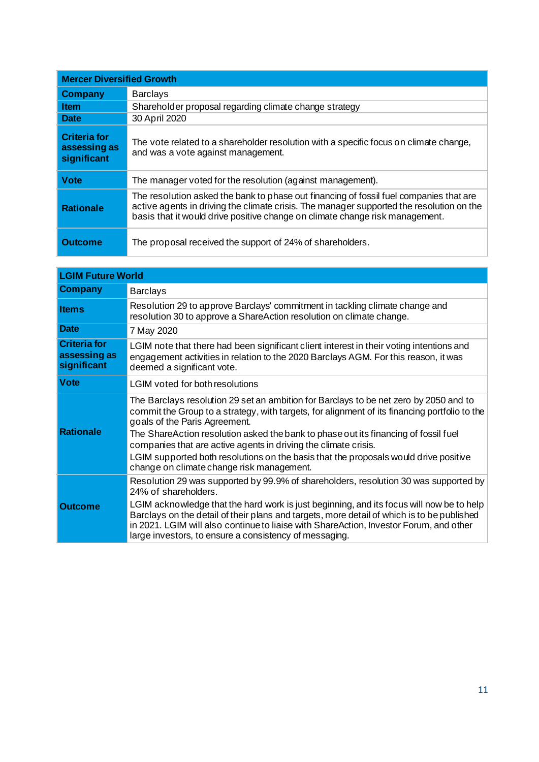| Mercer Diversified Growth | |
|---|---|
| **Company** | Barclays |
| **Item** | Shareholder proposal regarding climate change strategy |
| **Date** | 30 April 2020 |
| **Criteria for assessing as significant** | The vote related to a shareholder resolution with a specific focus on climate change, and was a vote against management. |
| **Vote** | The manager voted for the resolution (against management). |
| **Rationale** | The resolution asked the bank to phase out financing of fossil fuel companies that are active agents in driving the climate crisis. The manager supported the resolution on the basis that it would drive positive change on climate change risk management. |
| **Outcome** | The proposal received the support of 24% of shareholders. |

| LGIM Future World | |
|---|---|
| **Company** | Barclays |
| **Items** | Resolution 29 to approve Barclays' commitment in tackling climate change and resolution 30 to approve a ShareAction resolution on climate change. |
| **Date** | 7 May 2020 |
| **Criteria for assessing as significant** | LGIM note that there had been significant client interest in their voting intentions and engagement activities in relation to the 2020 Barclays AGM. For this reason, it was deemed a significant vote. |
| **Vote** | LGIM voted for both resolutions |
| **Rationale** | The Barclays resolution 29 set an ambition for Barclays to be net zero by 2050 and to commit the Group to a strategy, with targets, for alignment of its financing portfolio to the goals of the Paris Agreement.<br>The ShareAction resolution asked the bank to phase out its financing of fossil fuel companies that are active agents in driving the climate crisis.<br>LGIM supported both resolutions on the basis that the proposals would drive positive change on climate change risk management. |
| **Outcome** | Resolution 29 was supported by 99.9% of shareholders, resolution 30 was supported by 24% of shareholders.<br>LGIM acknowledge that the hard work is just beginning, and its focus will now be to help Barclays on the detail of their plans and targets, more detail of which is to be published in 2021. LGIM will also continue to liaise with ShareAction, Investor Forum, and other large investors, to ensure a consistency of messaging. |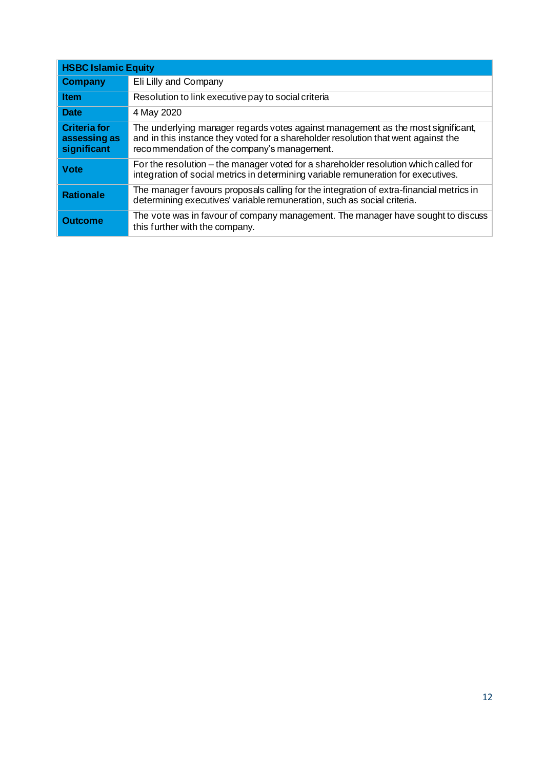| HSBC Islamic Equity | |
|---|---|
| **Company** | Eli Lilly and Company |
| **Item** | Resolution to link executive pay to social criteria |
| **Date** | 4 May 2020 |
| **Criteria for assessing as significant** | The underlying manager regards votes against management as the most significant, and in this instance they voted for a shareholder resolution that went against the recommendation of the company's management. |
| **Vote** | For the resolution – the manager voted for a shareholder resolution which called for integration of social metrics in determining variable remuneration for executives. |
| **Rationale** | The manager favours proposals calling for the integration of extra-financial metrics in determining executives' variable remuneration, such as social criteria. |
| **Outcome** | The vote was in favour of company management. The manager have sought to discuss this further with the company. |